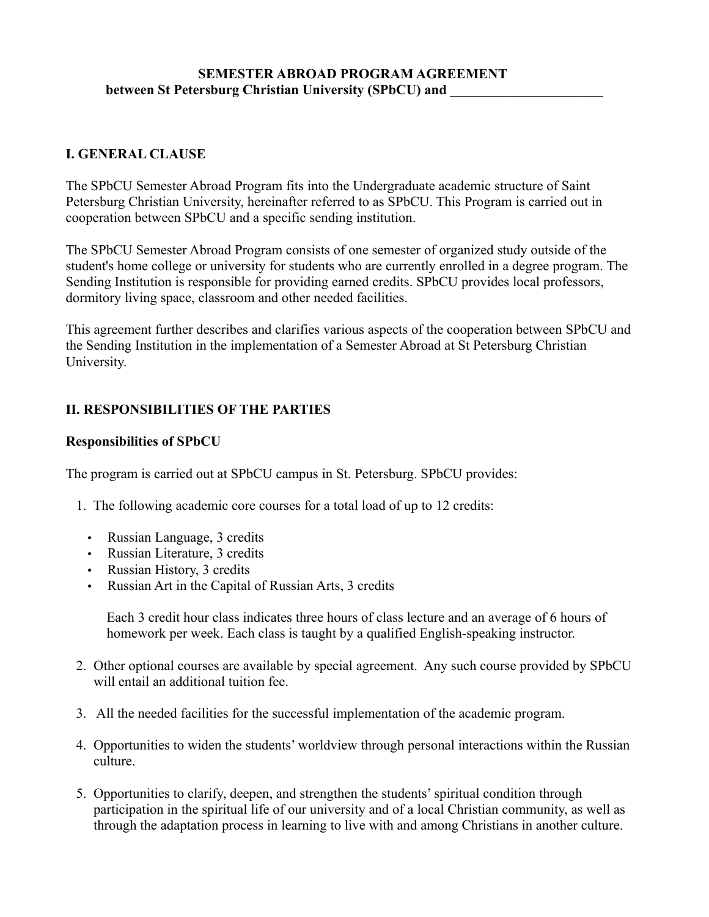# SEMESTER ABROAD PROGRAM AGREEMENT
**between St Petersburg Christian University (SPbCU) and ______________________**

## I. GENERAL CLAUSE

The SPbCU Semester Abroad Program fits into the Undergraduate academic structure of Saint Petersburg Christian University, hereinafter referred to as SPbCU. This Program is carried out in cooperation between SPbCU and a specific sending institution.

The SPbCU Semester Abroad Program consists of one semester of organized study outside of the student's home college or university for students who are currently enrolled in a degree program. The Sending Institution is responsible for providing earned credits. SPbCU provides local professors, dormitory living space, classroom and other needed facilities.

This agreement further describes and clarifies various aspects of the cooperation between SPbCU and the Sending Institution in the implementation of a Semester Abroad at St Petersburg Christian University.

## II. RESPONSIBILITIES OF THE PARTIES

### Responsibilities of SPbCU

The program is carried out at SPbCU campus in St. Petersburg. SPbCU provides:

1. The following academic core courses for a total load of up to 12 credits:

   - Russian Language, 3 credits
   - Russian Literature, 3 credits
   - Russian History, 3 credits
   - Russian Art in the Capital of Russian Arts, 3 credits

   Each 3 credit hour class indicates three hours of class lecture and an average of 6 hours of homework per week. Each class is taught by a qualified English-speaking instructor.

2. Other optional courses are available by special agreement. Any such course provided by SPbCU will entail an additional tuition fee.

3. All the needed facilities for the successful implementation of the academic program.

4. Opportunities to widen the students' worldview through personal interactions within the Russian culture.

5. Opportunities to clarify, deepen, and strengthen the students' spiritual condition through participation in the spiritual life of our university and of a local Christian community, as well as through the adaptation process in learning to live with and among Christians in another culture.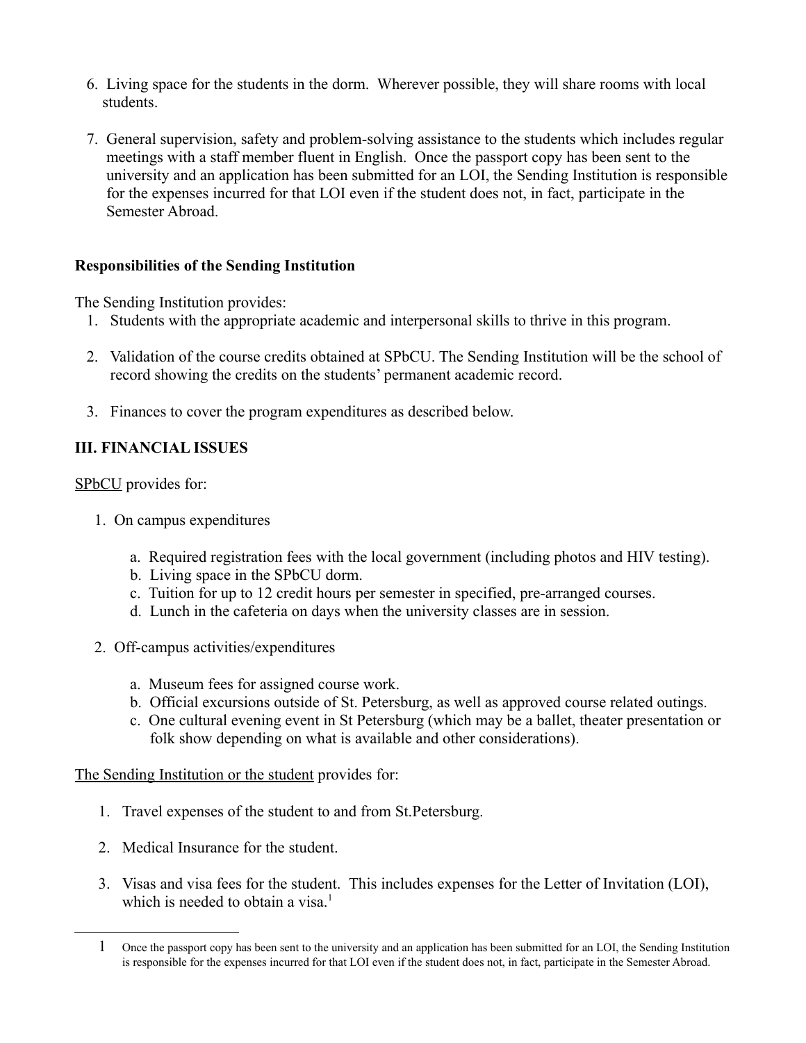6. Living space for the students in the dorm. Wherever possible, they will share rooms with local students.

7. General supervision, safety and problem-solving assistance to the students which includes regular meetings with a staff member fluent in English. Once the passport copy has been sent to the university and an application has been submitted for an LOI, the Sending Institution is responsible for the expenses incurred for that LOI even if the student does not, in fact, participate in the Semester Abroad.

**Responsibilities of the Sending Institution**

The Sending Institution provides:

1. Students with the appropriate academic and interpersonal skills to thrive in this program.

2. Validation of the course credits obtained at SPbCU. The Sending Institution will be the school of record showing the credits on the students' permanent academic record.

3. Finances to cover the program expenditures as described below.

**III. FINANCIAL ISSUES**

<u>SPbCU</u> provides for:

1. On campus expenditures

   a. Required registration fees with the local government (including photos and HIV testing).
   b. Living space in the SPbCU dorm.
   c. Tuition for up to 12 credit hours per semester in specified, pre-arranged courses.
   d. Lunch in the cafeteria on days when the university classes are in session.

2. Off-campus activities/expenditures

   a. Museum fees for assigned course work.
   b. Official excursions outside of St. Petersburg, as well as approved course related outings.
   c. One cultural evening event in St Petersburg (which may be a ballet, theater presentation or folk show depending on what is available and other considerations).

<u>The Sending Institution or the student</u> provides for:

1. Travel expenses of the student to and from St.Petersburg.

2. Medical Insurance for the student.

3. Visas and visa fees for the student. This includes expenses for the Letter of Invitation (LOI), which is needed to obtain a visa.[1]

---

[1] Once the passport copy has been sent to the university and an application has been submitted for an LOI, the Sending Institution is responsible for the expenses incurred for that LOI even if the student does not, in fact, participate in the Semester Abroad.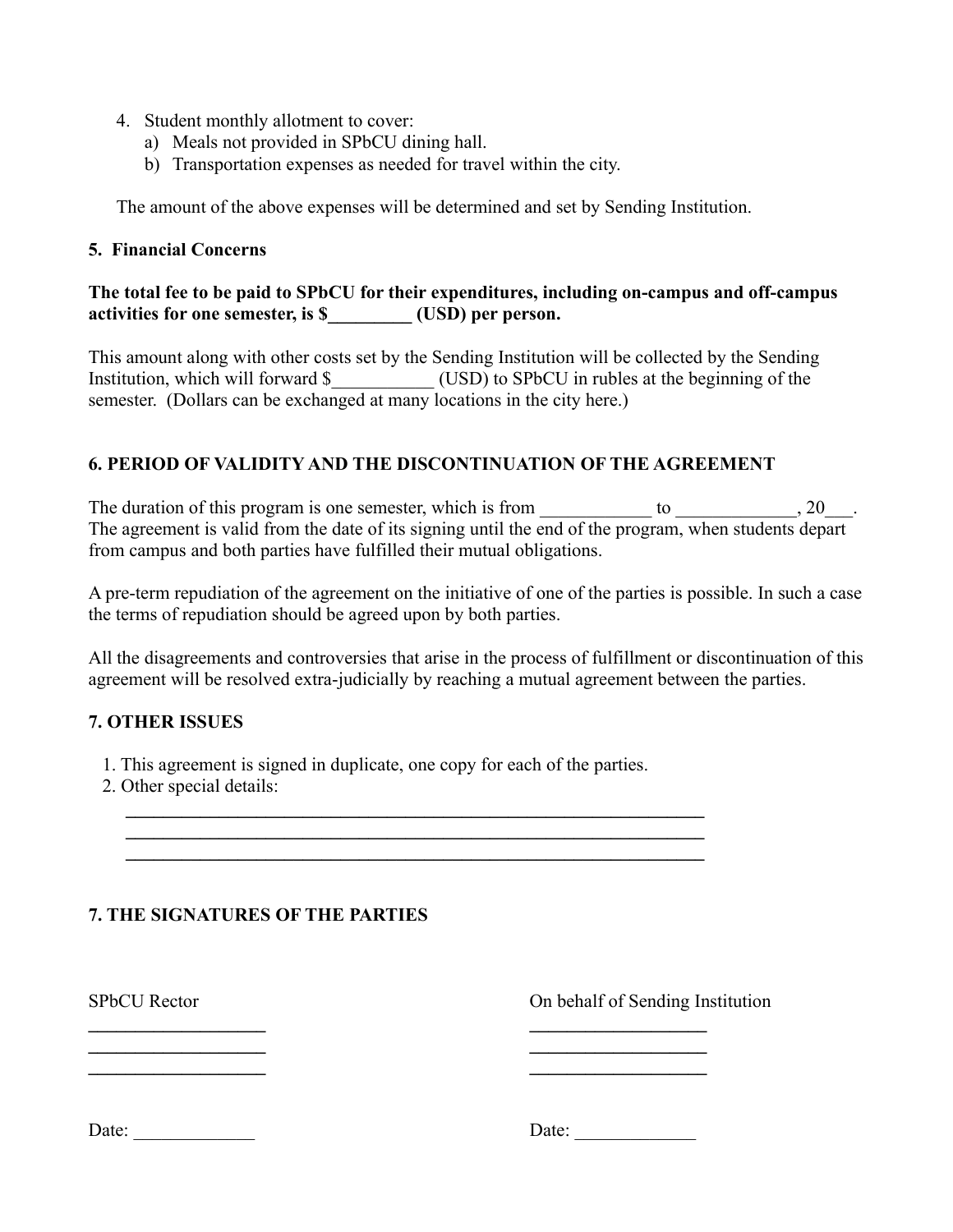4. Student monthly allotment to cover:
   a) Meals not provided in SPbCU dining hall.
   b) Transportation expenses as needed for travel within the city.

The amount of the above expenses will be determined and set by Sending Institution.

**5. Financial Concerns**

**The total fee to be paid to SPbCU for their expenditures, including on-campus and off-campus activities for one semester, is $_________ (USD) per person.**

This amount along with other costs set by the Sending Institution will be collected by the Sending Institution, which will forward $___________ (USD) to SPbCU in rubles at the beginning of the semester. (Dollars can be exchanged at many locations in the city here.)

**6. PERIOD OF VALIDITY AND THE DISCONTINUATION OF THE AGREEMENT**

The duration of this program is one semester, which is from ____________ to _____________, 20___. The agreement is valid from the date of its signing until the end of the program, when students depart from campus and both parties have fulfilled their mutual obligations.

A pre-term repudiation of the agreement on the initiative of one of the parties is possible. In such a case the terms of repudiation should be agreed upon by both parties.

All the disagreements and controversies that arise in the process of fulfillment or discontinuation of this agreement will be resolved extra-judicially by reaching a mutual agreement between the parties.

**7. OTHER ISSUES**

1. This agreement is signed in duplicate, one copy for each of the parties.
2. Other special details:
   ____________________________________________________________________
   ____________________________________________________________________
   ____________________________________________________________________

**7. THE SIGNATURES OF THE PARTIES**

| SPbCU Rector | On behalf of Sending Institution |
| --- | --- |
| ____________________ | ____________________ |
| ____________________ | ____________________ |
| ____________________ | ____________________ |
| Date: _____________ | Date: _____________ |